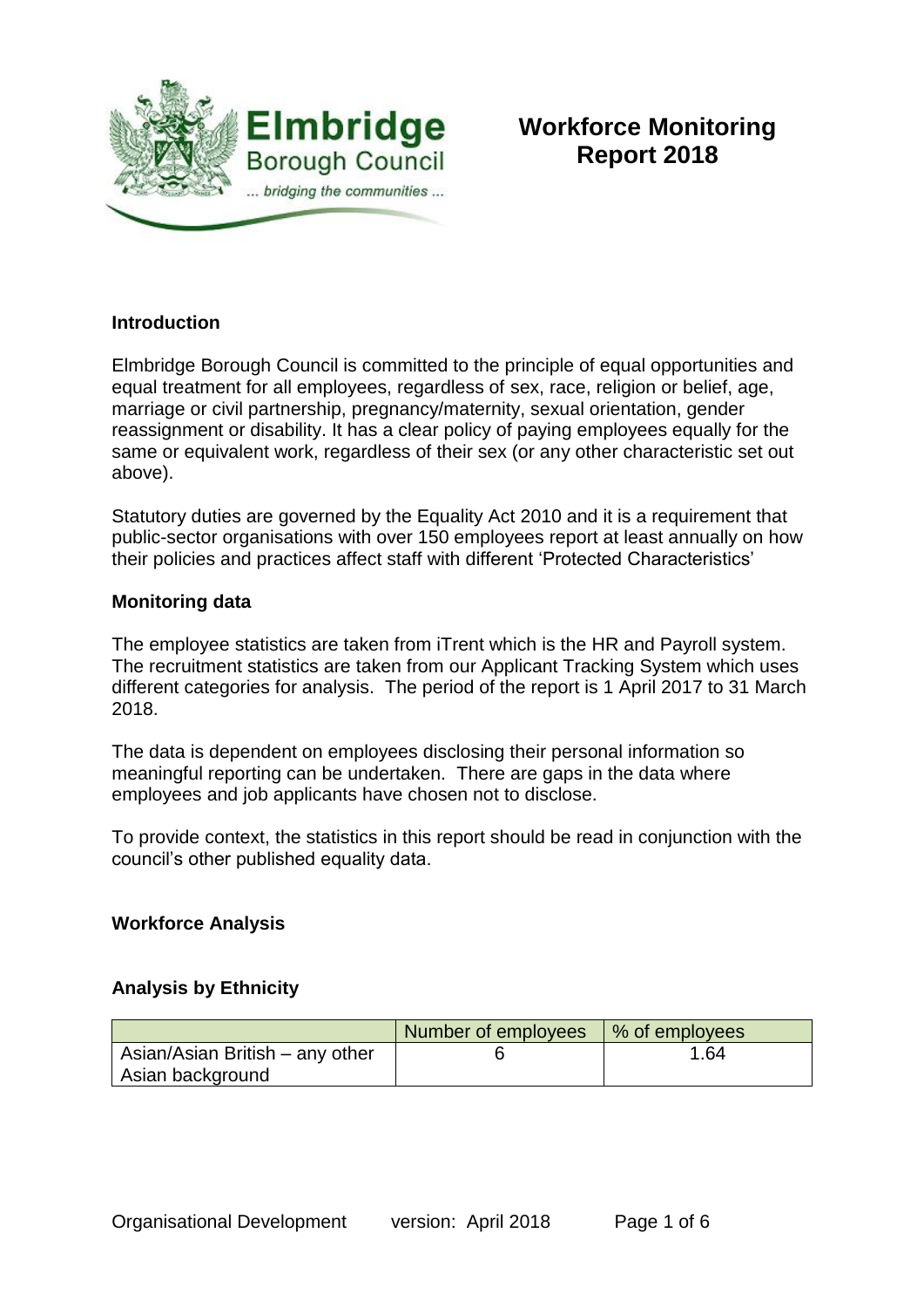Elmbridge Borough Council

... bridging the communities ...

# Workforce Monitoring Report 2018

## Introduction

Elmbridge Borough Council is committed to the principle of equal opportunities and equal treatment for all employees, regardless of sex, race, religion or belief, age, marriage or civil partnership, pregnancy/maternity, sexual orientation, gender reassignment or disability. It has a clear policy of paying employees equally for the same or equivalent work, regardless of their sex (or any other characteristic set out above).

Statutory duties are governed by the Equality Act 2010 and it is a requirement that public-sector organisations with over 150 employees report at least annually on how their policies and practices affect staff with different 'Protected Characteristics'

## Monitoring data

The employee statistics are taken from iTrent which is the HR and Payroll system. The recruitment statistics are taken from our Applicant Tracking System which uses different categories for analysis. The period of the report is 1 April 2017 to 31 March 2018.

The data is dependent on employees disclosing their personal information so meaningful reporting can be undertaken. There are gaps in the data where employees and job applicants have chosen not to disclose.

To provide context, the statistics in this report should be read in conjunction with the council's other published equality data.

## Workforce Analysis

### Analysis by Ethnicity

| | Number of employees | % of employees |
|---|---|---|
| Asian/Asian British – any other Asian background | 6 | 1.64 |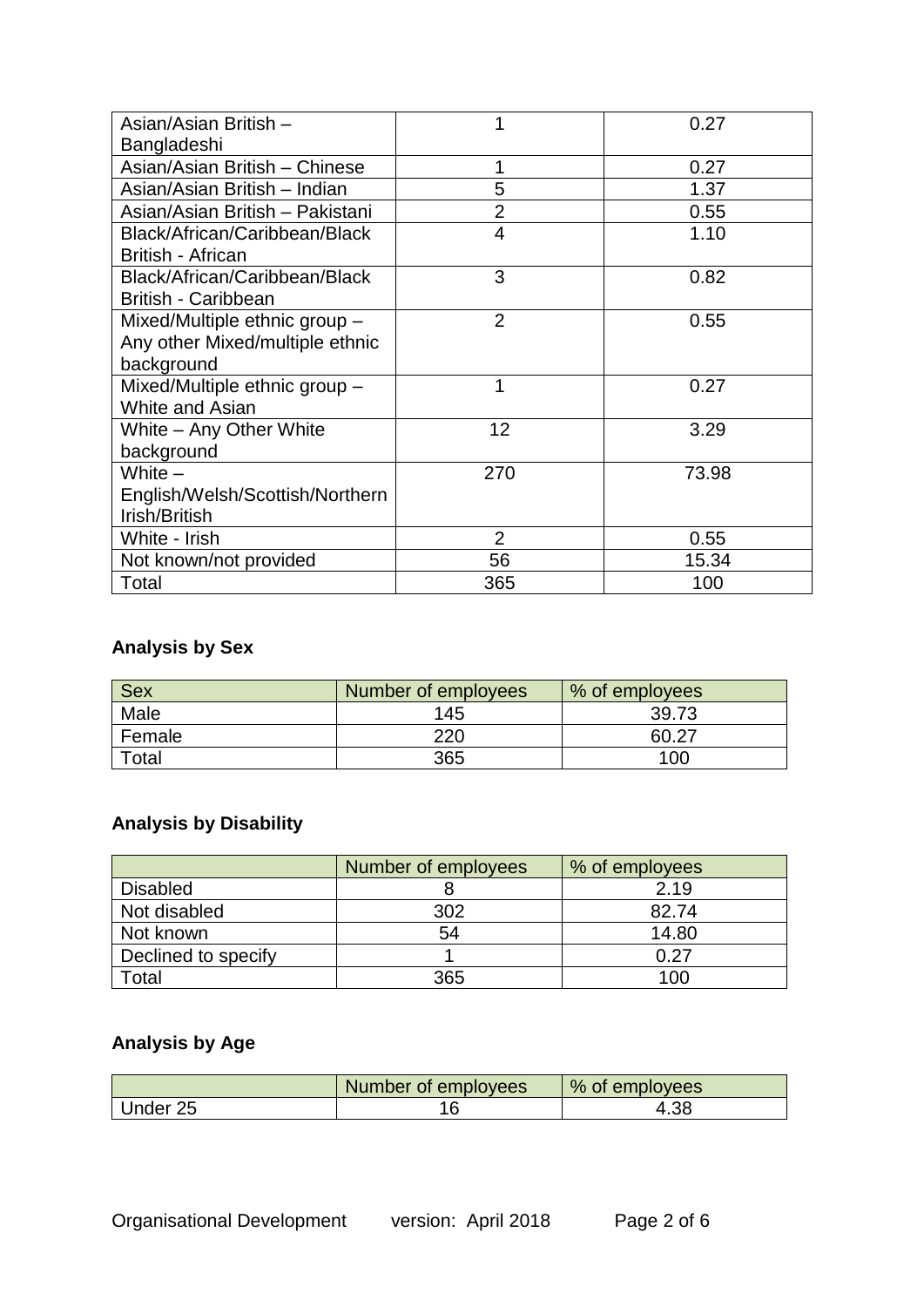| | | |
|---|---|---|
| Asian/Asian British – Bangladeshi | 1 | 0.27 |
| Asian/Asian British – Chinese | 1 | 0.27 |
| Asian/Asian British – Indian | 5 | 1.37 |
| Asian/Asian British – Pakistani | 2 | 0.55 |
| Black/African/Caribbean/Black British - African | 4 | 1.10 |
| Black/African/Caribbean/Black British - Caribbean | 3 | 0.82 |
| Mixed/Multiple ethnic group – Any other Mixed/multiple ethnic background | 2 | 0.55 |
| Mixed/Multiple ethnic group – White and Asian | 1 | 0.27 |
| White – Any Other White background | 12 | 3.29 |
| White – English/Welsh/Scottish/Northern Irish/British | 270 | 73.98 |
| White - Irish | 2 | 0.55 |
| Not known/not provided | 56 | 15.34 |
| Total | 365 | 100 |

## Analysis by Sex

| Sex | Number of employees | % of employees |
|---|---|---|
| Male | 145 | 39.73 |
| Female | 220 | 60.27 |
| Total | 365 | 100 |

## Analysis by Disability

| | Number of employees | % of employees |
|---|---|---|
| Disabled | 8 | 2.19 |
| Not disabled | 302 | 82.74 |
| Not known | 54 | 14.80 |
| Declined to specify | 1 | 0.27 |
| Total | 365 | 100 |

## Analysis by Age

| | Number of employees | % of employees |
|---|---|---|
| Under 25 | 16 | 4.38 |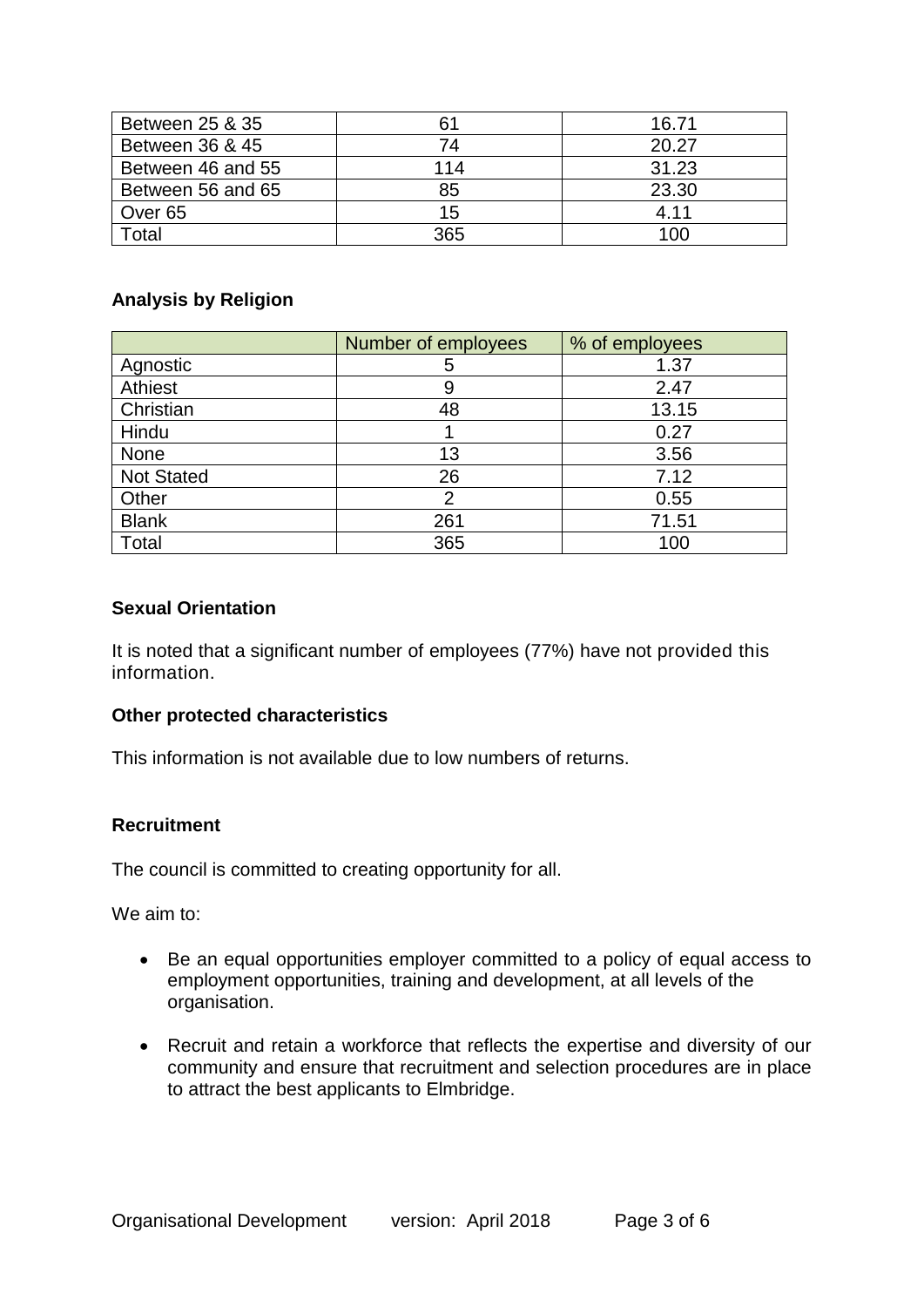| Between 25 & 35 | 61 | 16.71 |
|---|---|---|
| Between 36 & 45 | 74 | 20.27 |
| Between 46 and 55 | 114 | 31.23 |
| Between 56 and 65 | 85 | 23.30 |
| Over 65 | 15 | 4.11 |
| Total | 365 | 100 |

**Analysis by Religion**

| | Number of employees | % of employees |
|---|---|---|
| Agnostic | 5 | 1.37 |
| Athiest | 9 | 2.47 |
| Christian | 48 | 13.15 |
| Hindu | 1 | 0.27 |
| None | 13 | 3.56 |
| Not Stated | 26 | 7.12 |
| Other | 2 | 0.55 |
| Blank | 261 | 71.51 |
| Total | 365 | 100 |

**Sexual Orientation**

It is noted that a significant number of employees (77%) have not provided this information.

**Other protected characteristics**

This information is not available due to low numbers of returns.

**Recruitment**

The council is committed to creating opportunity for all.

We aim to:

- Be an equal opportunities employer committed to a policy of equal access to employment opportunities, training and development, at all levels of the organisation.
- Recruit and retain a workforce that reflects the expertise and diversity of our community and ensure that recruitment and selection procedures are in place to attract the best applicants to Elmbridge.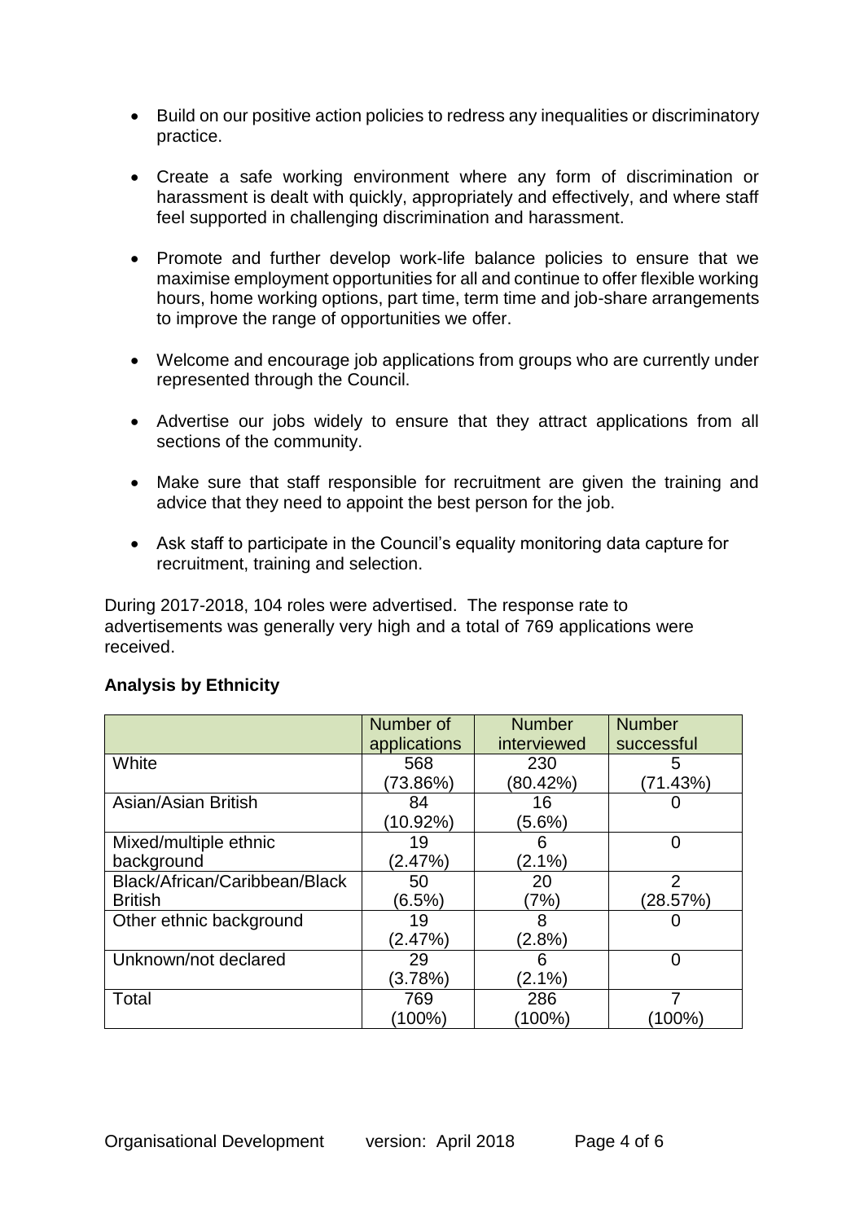- Build on our positive action policies to redress any inequalities or discriminatory practice.

- Create a safe working environment where any form of discrimination or harassment is dealt with quickly, appropriately and effectively, and where staff feel supported in challenging discrimination and harassment.

- Promote and further develop work-life balance policies to ensure that we maximise employment opportunities for all and continue to offer flexible working hours, home working options, part time, term time and job-share arrangements to improve the range of opportunities we offer.

- Welcome and encourage job applications from groups who are currently under represented through the Council.

- Advertise our jobs widely to ensure that they attract applications from all sections of the community.

- Make sure that staff responsible for recruitment are given the training and advice that they need to appoint the best person for the job.

- Ask staff to participate in the Council's equality monitoring data capture for recruitment, training and selection.

During 2017-2018, 104 roles were advertised. The response rate to advertisements was generally very high and a total of 769 applications were received.

**Analysis by Ethnicity**

| | Number of applications | Number interviewed | Number successful |
|---|---|---|---|
| White | 568 (73.86%) | 230 (80.42%) | 5 (71.43%) |
| Asian/Asian British | 84 (10.92%) | 16 (5.6%) | 0 |
| Mixed/multiple ethnic background | 19 (2.47%) | 6 (2.1%) | 0 |
| Black/African/Caribbean/Black British | 50 (6.5%) | 20 (7%) | 2 (28.57%) |
| Other ethnic background | 19 (2.47%) | 8 (2.8%) | 0 |
| Unknown/not declared | 29 (3.78%) | 6 (2.1%) | 0 |
| Total | 769 (100%) | 286 (100%) | 7 (100%) |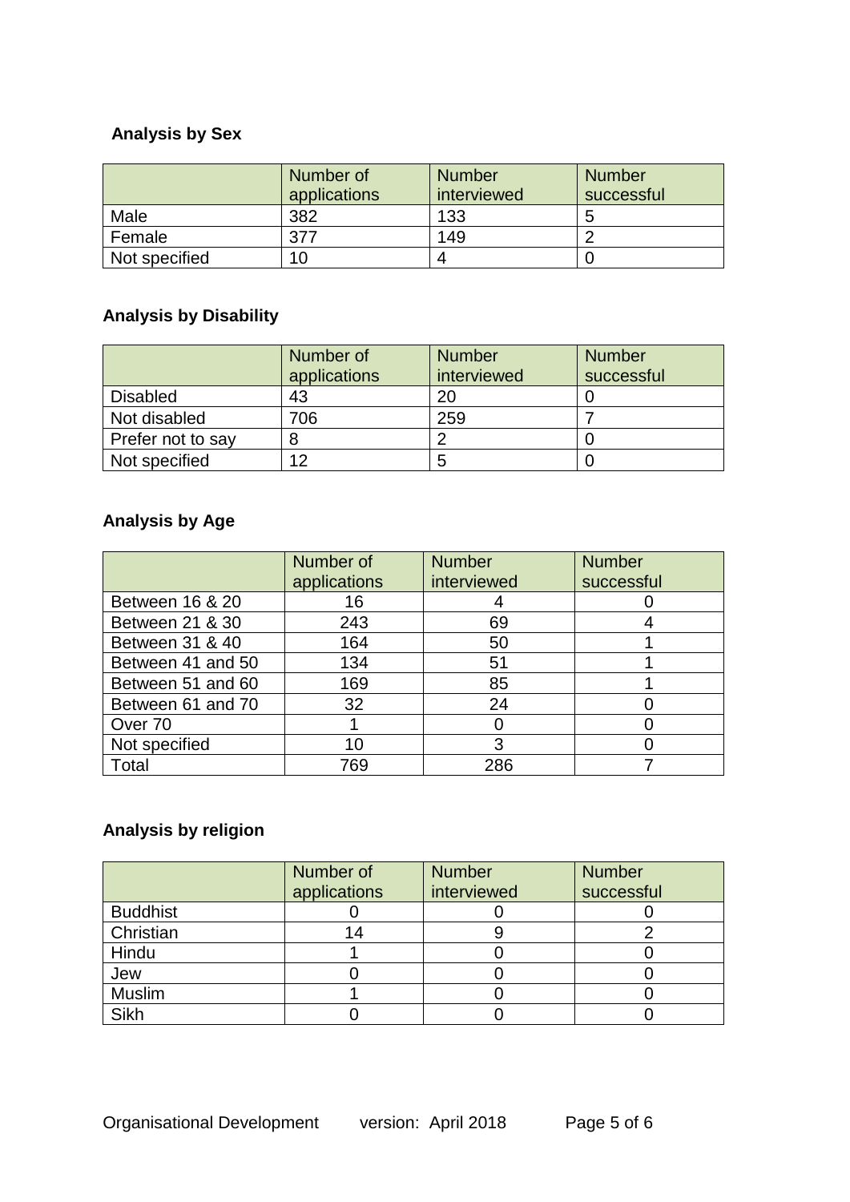### Analysis by Sex

| | Number of applications | Number interviewed | Number successful |
|---|---|---|---|
| Male | 382 | 133 | 5 |
| Female | 377 | 149 | 2 |
| Not specified | 10 | 4 | 0 |

### Analysis by Disability

| | Number of applications | Number interviewed | Number successful |
|---|---|---|---|
| Disabled | 43 | 20 | 0 |
| Not disabled | 706 | 259 | 7 |
| Prefer not to say | 8 | 2 | 0 |
| Not specified | 12 | 5 | 0 |

### Analysis by Age

| | Number of applications | Number interviewed | Number successful |
|---|---|---|---|
| Between 16 & 20 | 16 | 4 | 0 |
| Between 21 & 30 | 243 | 69 | 4 |
| Between 31 & 40 | 164 | 50 | 1 |
| Between 41 and 50 | 134 | 51 | 1 |
| Between 51 and 60 | 169 | 85 | 1 |
| Between 61 and 70 | 32 | 24 | 0 |
| Over 70 | 1 | 0 | 0 |
| Not specified | 10 | 3 | 0 |
| Total | 769 | 286 | 7 |

### Analysis by religion

| | Number of applications | Number interviewed | Number successful |
|---|---|---|---|
| Buddhist | 0 | 0 | 0 |
| Christian | 14 | 9 | 2 |
| Hindu | 1 | 0 | 0 |
| Jew | 0 | 0 | 0 |
| Muslim | 1 | 0 | 0 |
| Sikh | 0 | 0 | 0 |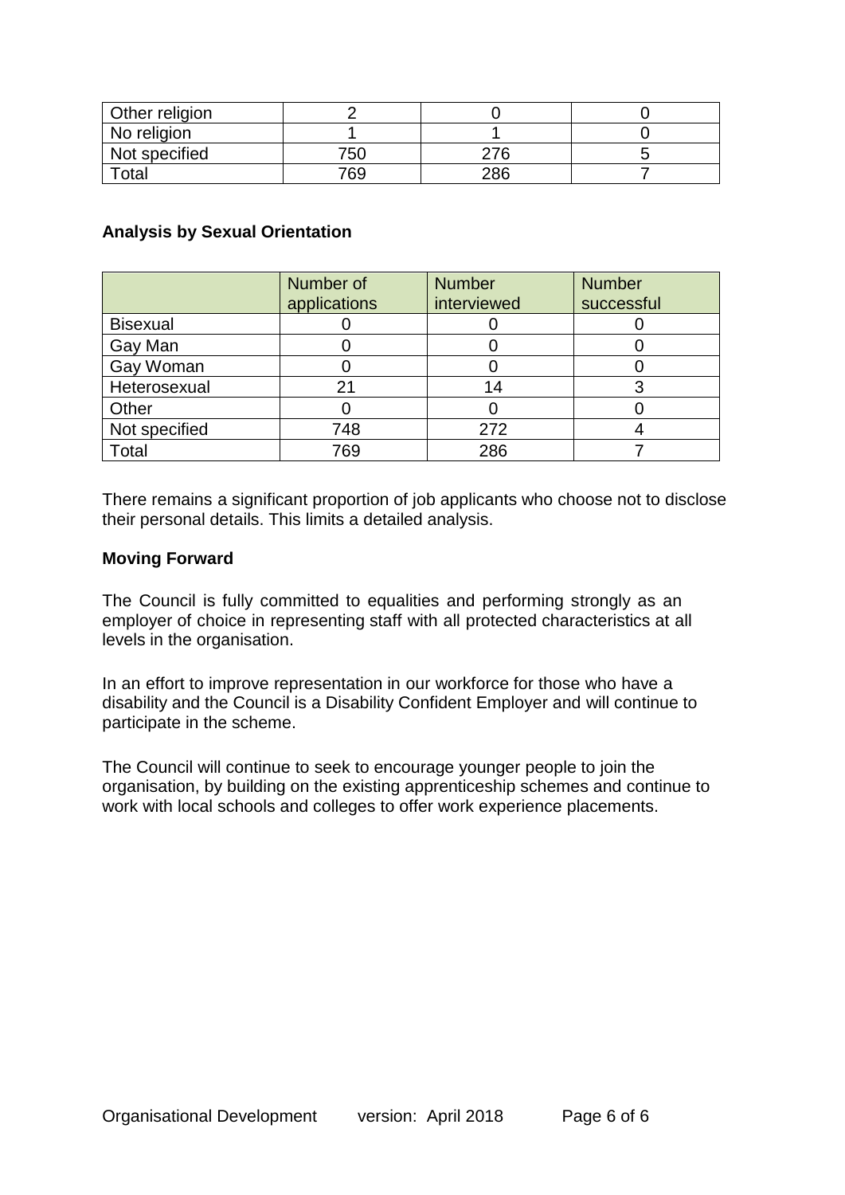| | | | |
|---|---|---|---|
| Other religion | 2 | 0 | 0 |
| No religion | 1 | 1 | 0 |
| Not specified | 750 | 276 | 5 |
| Total | 769 | 286 | 7 |

**Analysis by Sexual Orientation**

| | Number of applications | Number interviewed | Number successful |
|---|---|---|---|
| Bisexual | 0 | 0 | 0 |
| Gay Man | 0 | 0 | 0 |
| Gay Woman | 0 | 0 | 0 |
| Heterosexual | 21 | 14 | 3 |
| Other | 0 | 0 | 0 |
| Not specified | 748 | 272 | 4 |
| Total | 769 | 286 | 7 |

There remains a significant proportion of job applicants who choose not to disclose their personal details. This limits a detailed analysis.

**Moving Forward**

The Council is fully committed to equalities and performing strongly as an employer of choice in representing staff with all protected characteristics at all levels in the organisation.

In an effort to improve representation in our workforce for those who have a disability and the Council is a Disability Confident Employer and will continue to participate in the scheme.

The Council will continue to seek to encourage younger people to join the organisation, by building on the existing apprenticeship schemes and continue to work with local schools and colleges to offer work experience placements.